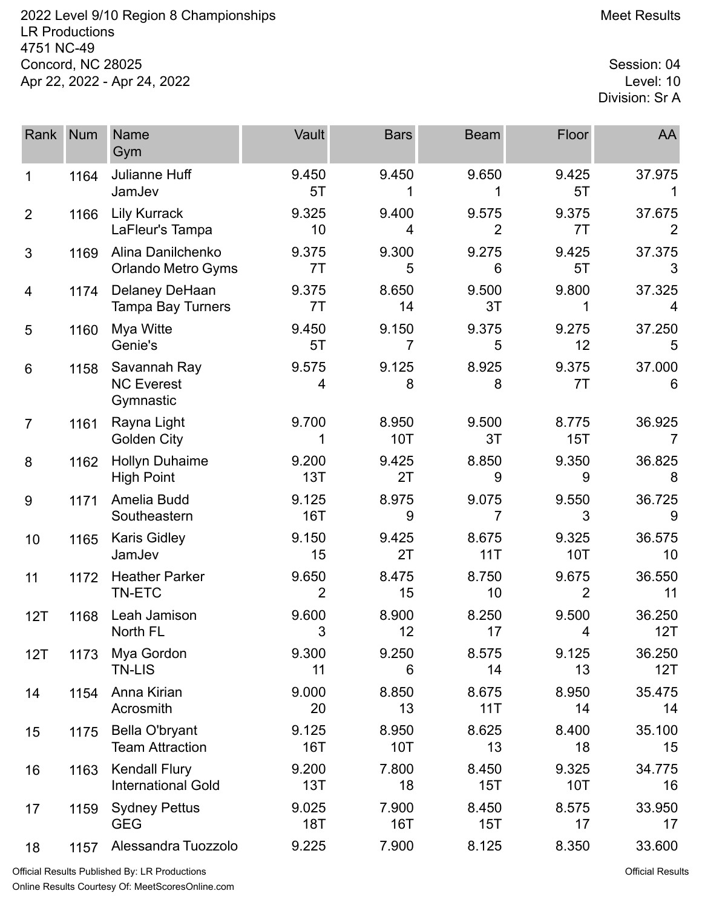2022 Level 9/10 Region 8 Championships
LR Productions
4751 NC-49
Concord, NC 28025
Apr 22, 2022 - Apr 24, 2022

Meet Results

Session: 04
Level: 10
Division: Sr A

| Rank | Num | Name<br>Gym | Vault | Bars | Beam | Floor | AA |
|---|---|---|---|---|---|---|---|
| 1 | 1164 | Julianne Huff<br>JamJev | 9.450<br>5T | 9.450<br>1 | 9.650<br>1 | 9.425<br>5T | 37.975<br>1 |
| 2 | 1166 | Lily Kurrack<br>LaFleur's Tampa | 9.325<br>10 | 9.400<br>4 | 9.575<br>2 | 9.375<br>7T | 37.675<br>2 |
| 3 | 1169 | Alina Danilchenko<br>Orlando Metro Gyms | 9.375<br>7T | 9.300<br>5 | 9.275<br>6 | 9.425<br>5T | 37.375<br>3 |
| 4 | 1174 | Delaney DeHaan<br>Tampa Bay Turners | 9.375<br>7T | 8.650<br>14 | 9.500<br>3T | 9.800<br>1 | 37.325<br>4 |
| 5 | 1160 | Mya Witte<br>Genie's | 9.450<br>5T | 9.150<br>7 | 9.375<br>5 | 9.275<br>12 | 37.250<br>5 |
| 6 | 1158 | Savannah Ray<br>NC Everest Gymnastic | 9.575<br>4 | 9.125<br>8 | 8.925<br>8 | 9.375<br>7T | 37.000<br>6 |
| 7 | 1161 | Rayna Light<br>Golden City | 9.700<br>1 | 8.950<br>10T | 9.500<br>3T | 8.775<br>15T | 36.925<br>7 |
| 8 | 1162 | Hollyn Duhaime<br>High Point | 9.200<br>13T | 9.425<br>2T | 8.850<br>9 | 9.350<br>9 | 36.825<br>8 |
| 9 | 1171 | Amelia Budd<br>Southeastern | 9.125<br>16T | 8.975<br>9 | 9.075<br>7 | 9.550<br>3 | 36.725<br>9 |
| 10 | 1165 | Karis Gidley<br>JamJev | 9.150<br>15 | 9.425<br>2T | 8.675<br>11T | 9.325<br>10T | 36.575<br>10 |
| 11 | 1172 | Heather Parker<br>TN-ETC | 9.650<br>2 | 8.475<br>15 | 8.750<br>10 | 9.675<br>2 | 36.550<br>11 |
| 12T | 1168 | Leah Jamison<br>North FL | 9.600<br>3 | 8.900<br>12 | 8.250<br>17 | 9.500<br>4 | 36.250<br>12T |
| 12T | 1173 | Mya Gordon<br>TN-LIS | 9.300<br>11 | 9.250<br>6 | 8.575<br>14 | 9.125<br>13 | 36.250<br>12T |
| 14 | 1154 | Anna Kirian<br>Acrosmith | 9.000<br>20 | 8.850<br>13 | 8.675<br>11T | 8.950<br>14 | 35.475<br>14 |
| 15 | 1175 | Bella O'bryant<br>Team Attraction | 9.125<br>16T | 8.950<br>10T | 8.625<br>13 | 8.400<br>18 | 35.100<br>15 |
| 16 | 1163 | Kendall Flury<br>International Gold | 9.200<br>13T | 7.800<br>18 | 8.450<br>15T | 9.325<br>10T | 34.775<br>16 |
| 17 | 1159 | Sydney Pettus<br>GEG | 9.025<br>18T | 7.900<br>16T | 8.450<br>15T | 8.575<br>17 | 33.950<br>17 |
| 18 | 1157 | Alessandra Tuozzolo | 9.225 | 7.900 | 8.125 | 8.350 | 33.600 |

Official Results Published By: LR Productions
Online Results Courtesy Of: MeetScoresOnline.com

Official Results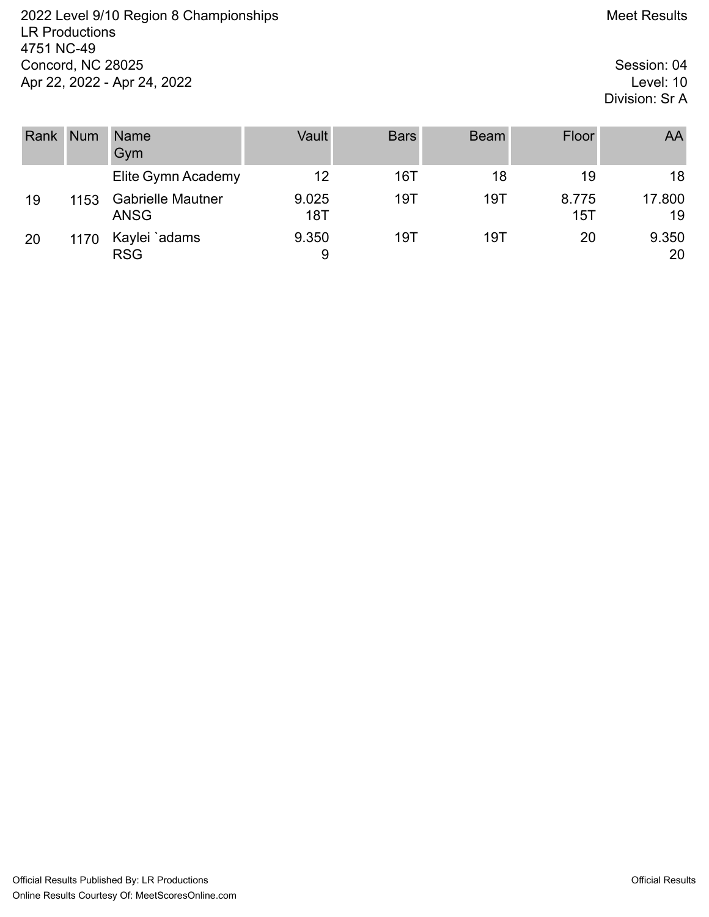2022 Level 9/10 Region 8 Championships
LR Productions
4751 NC-49
Concord, NC 28025
Apr 22, 2022 - Apr 24, 2022

Meet Results

Session: 04
Level: 10
Division: Sr A

| Rank | Num | Name<br>Gym | Vault | Bars | Beam | Floor | AA |
|---|---|---|---|---|---|---|---|
| | | Elite Gymn Academy | 12 | 16T | 18 | 19 | 18 |
| 19 | 1153 | Gabrielle Mautner<br>ANSG | 9.025<br>18T | 19T | 19T | 8.775<br>15T | 17.800<br>19 |
| 20 | 1170 | Kaylei `adams<br>RSG | 9.350<br>9 | 19T | 19T | 20 | 9.350<br>20 |

Official Results Published By: LR Productions
Online Results Courtesy Of: MeetScoresOnline.com

Official Results